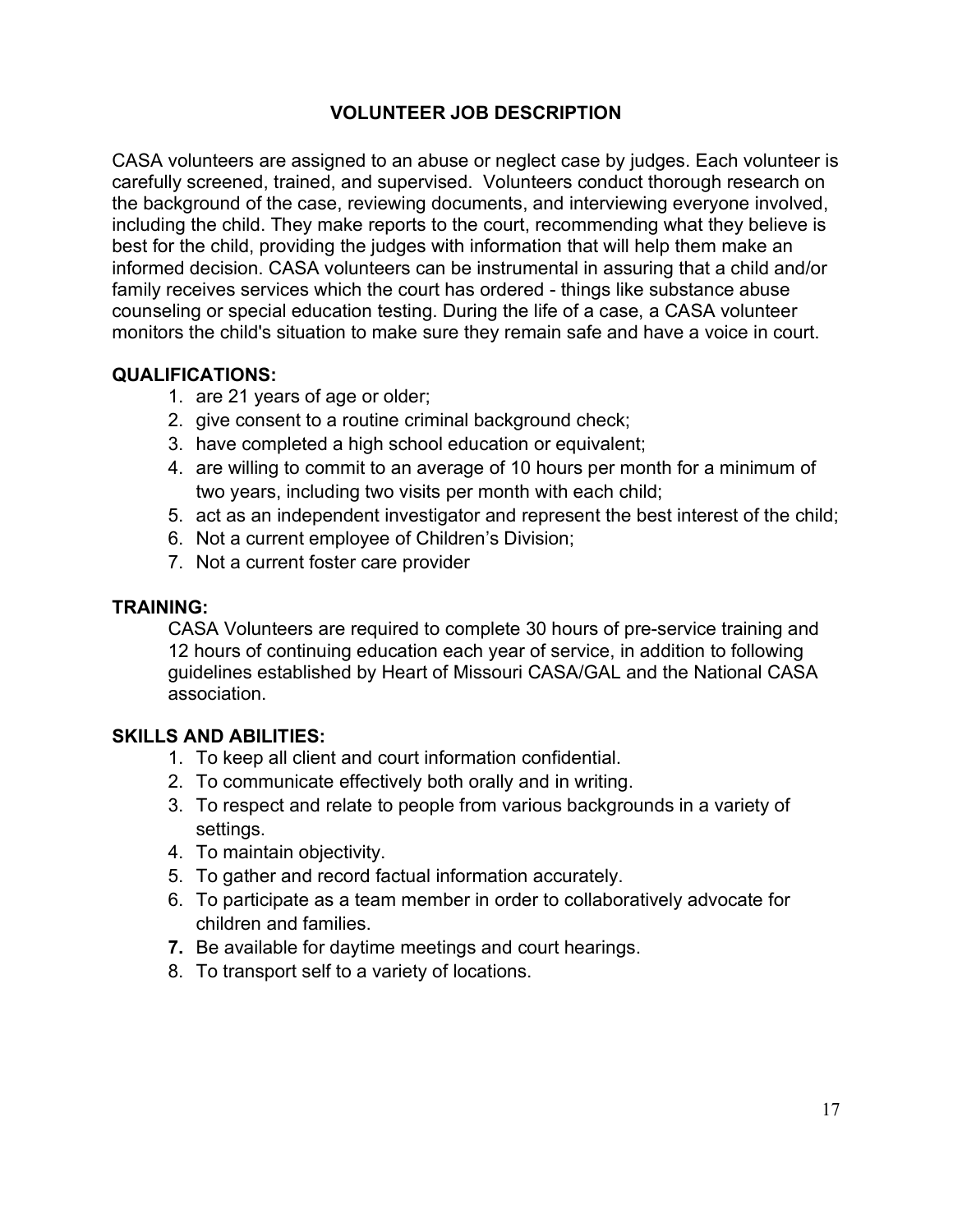# VOLUNTEER JOB DESCRIPTION

CASA volunteers are assigned to an abuse or neglect case by judges. Each volunteer is carefully screened, trained, and supervised. Volunteers conduct thorough research on the background of the case, reviewing documents, and interviewing everyone involved, including the child. They make reports to the court, recommending what they believe is best for the child, providing the judges with information that will help them make an informed decision. CASA volunteers can be instrumental in assuring that a child and/or family receives services which the court has ordered - things like substance abuse counseling or special education testing. During the life of a case, a CASA volunteer monitors the child's situation to make sure they remain safe and have a voice in court.

## QUALIFICATIONS:

1. are 21 years of age or older;
2. give consent to a routine criminal background check;
3. have completed a high school education or equivalent;
4. are willing to commit to an average of 10 hours per month for a minimum of two years, including two visits per month with each child;
5. act as an independent investigator and represent the best interest of the child;
6. Not a current employee of Children's Division;
7. Not a current foster care provider

## TRAINING:

CASA Volunteers are required to complete 30 hours of pre-service training and 12 hours of continuing education each year of service, in addition to following guidelines established by Heart of Missouri CASA/GAL and the National CASA association.

## SKILLS AND ABILITIES:

1. To keep all client and court information confidential.
2. To communicate effectively both orally and in writing.
3. To respect and relate to people from various backgrounds in a variety of settings.
4. To maintain objectivity.
5. To gather and record factual information accurately.
6. To participate as a team member in order to collaboratively advocate for children and families.
7. Be available for daytime meetings and court hearings.
8. To transport self to a variety of locations.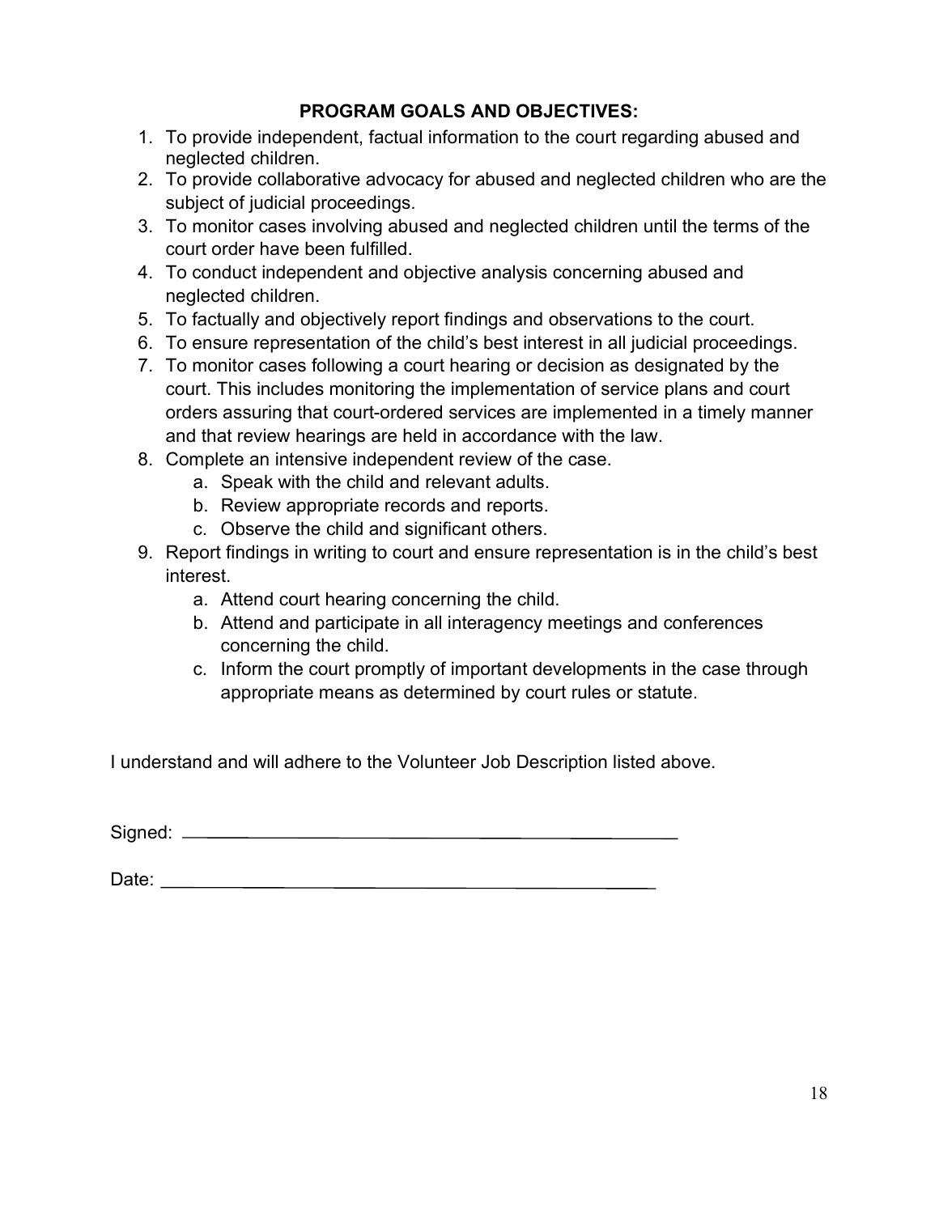**PROGRAM GOALS AND OBJECTIVES:**

1. To provide independent, factual information to the court regarding abused and neglected children.
2. To provide collaborative advocacy for abused and neglected children who are the subject of judicial proceedings.
3. To monitor cases involving abused and neglected children until the terms of the court order have been fulfilled.
4. To conduct independent and objective analysis concerning abused and neglected children.
5. To factually and objectively report findings and observations to the court.
6. To ensure representation of the child's best interest in all judicial proceedings.
7. To monitor cases following a court hearing or decision as designated by the court. This includes monitoring the implementation of service plans and court orders assuring that court-ordered services are implemented in a timely manner and that review hearings are held in accordance with the law.
8. Complete an intensive independent review of the case.
   a. Speak with the child and relevant adults.
   b. Review appropriate records and reports.
   c. Observe the child and significant others.
9. Report findings in writing to court and ensure representation is in the child's best interest.
   a. Attend court hearing concerning the child.
   b. Attend and participate in all interagency meetings and conferences concerning the child.
   c. Inform the court promptly of important developments in the case through appropriate means as determined by court rules or statute.

I understand and will adhere to the Volunteer Job Description listed above.

Signed: ___________________________________________

Date: _____________________________________________